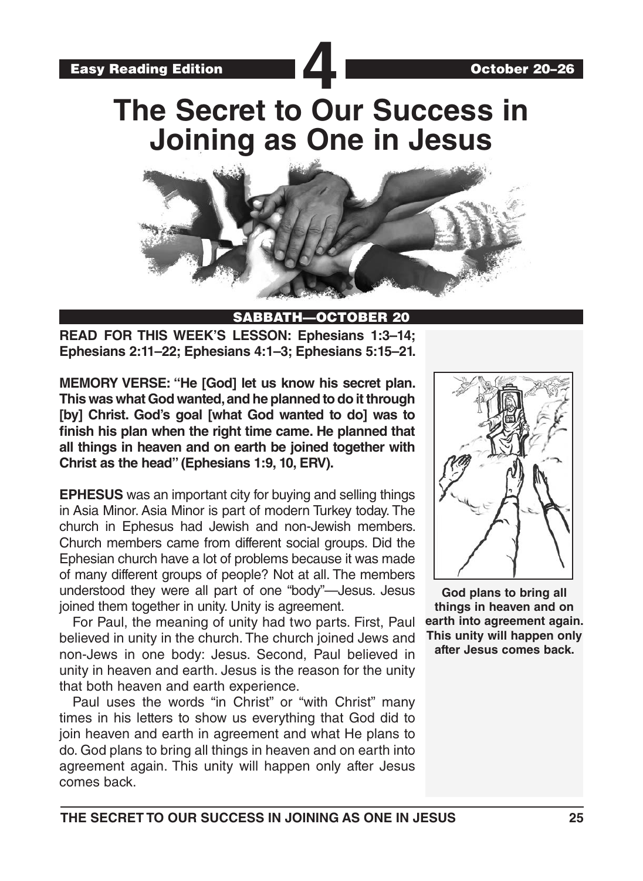Easy Reading Edition **4** October 20–26

# The Secret to Our Success in Joining as One in Jesus

## SABBATH—OCTOBER 20

**READ FOR THIS WEEK'S LESSON: Ephesians 1:3–14; Ephesians 2:11–22; Ephesians 4:1–3; Ephesians 5:15–21.**

**MEMORY VERSE: "He [God] let us know his secret plan. This was what God wanted, and he planned to do it through [by] Christ. God's goal [what God wanted to do] was to finish his plan when the right time came. He planned that all things in heaven and on earth be joined together with Christ as the head" (Ephesians 1:9, 10, ERV).**

**EPHESUS** was an important city for buying and selling things in Asia Minor. Asia Minor is part of modern Turkey today. The church in Ephesus had Jewish and non-Jewish members. Church members came from different social groups. Did the Ephesian church have a lot of problems because it was made of many different groups of people? Not at all. The members understood they were all part of one "body"—Jesus. Jesus joined them together in unity. Unity is agreement.

For Paul, the meaning of unity had two parts. First, Paul believed in unity in the church. The church joined Jews and non-Jews in one body: Jesus. Second, Paul believed in unity in heaven and earth. Jesus is the reason for the unity that both heaven and earth experience.

Paul uses the words "in Christ" or "with Christ" many times in his letters to show us everything that God did to join heaven and earth in agreement and what He plans to do. God plans to bring all things in heaven and on earth into agreement again. This unity will happen only after Jesus comes back.

**God plans to bring all things in heaven and on earth into agreement again. This unity will happen only after Jesus comes back.**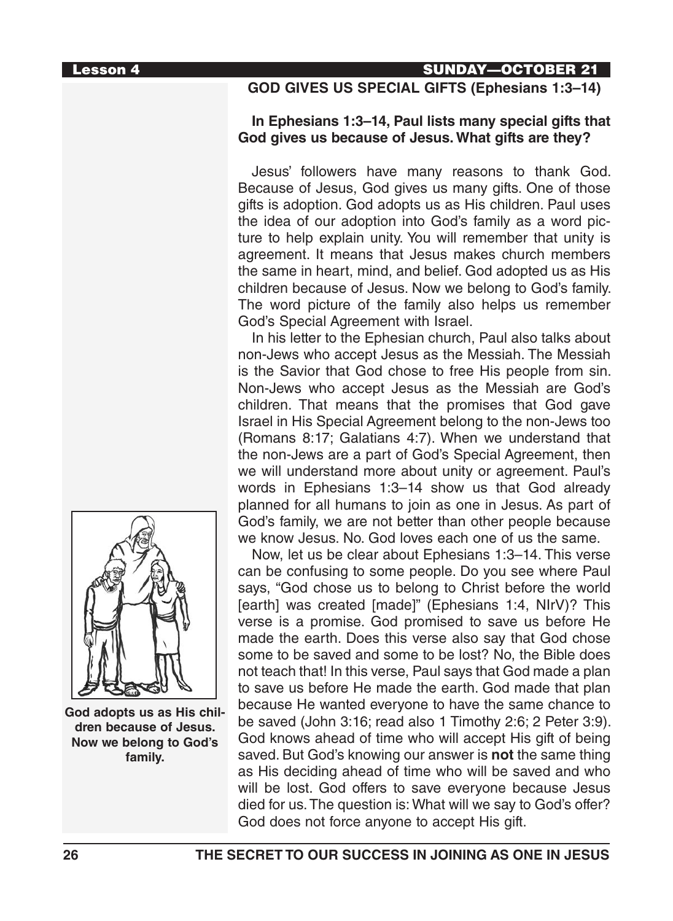## GOD GIVES US SPECIAL GIFTS (Ephesians 1:3–14)

**In Ephesians 1:3–14, Paul lists many special gifts that God gives us because of Jesus. What gifts are they?**

Jesus' followers have many reasons to thank God. Because of Jesus, God gives us many gifts. One of those gifts is adoption. God adopts us as His children. Paul uses the idea of our adoption into God's family as a word picture to help explain unity. You will remember that unity is agreement. It means that Jesus makes church members the same in heart, mind, and belief. God adopted us as His children because of Jesus. Now we belong to God's family. The word picture of the family also helps us remember God's Special Agreement with Israel.

In his letter to the Ephesian church, Paul also talks about non-Jews who accept Jesus as the Messiah. The Messiah is the Savior that God chose to free His people from sin. Non-Jews who accept Jesus as the Messiah are God's children. That means that the promises that God gave Israel in His Special Agreement belong to the non-Jews too (Romans 8:17; Galatians 4:7). When we understand that the non-Jews are a part of God's Special Agreement, then we will understand more about unity or agreement. Paul's words in Ephesians 1:3–14 show us that God already planned for all humans to join as one in Jesus. As part of God's family, we are not better than other people because we know Jesus. No. God loves each one of us the same.

Now, let us be clear about Ephesians 1:3–14. This verse can be confusing to some people. Do you see where Paul says, "God chose us to belong to Christ before the world [earth] was created [made]" (Ephesians 1:4, NIrV)? This verse is a promise. God promised to save us before He made the earth. Does this verse also say that God chose some to be saved and some to be lost? No, the Bible does not teach that! In this verse, Paul says that God made a plan to save us before He made the earth. God made that plan because He wanted everyone to have the same chance to be saved (John 3:16; read also 1 Timothy 2:6; 2 Peter 3:9). God knows ahead of time who will accept His gift of being saved. But God's knowing our answer is **not** the same thing as His deciding ahead of time who will be saved and who will be lost. God offers to save everyone because Jesus died for us. The question is: What will we say to God's offer? God does not force anyone to accept His gift.

**God adopts us as His children because of Jesus. Now we belong to God's family.**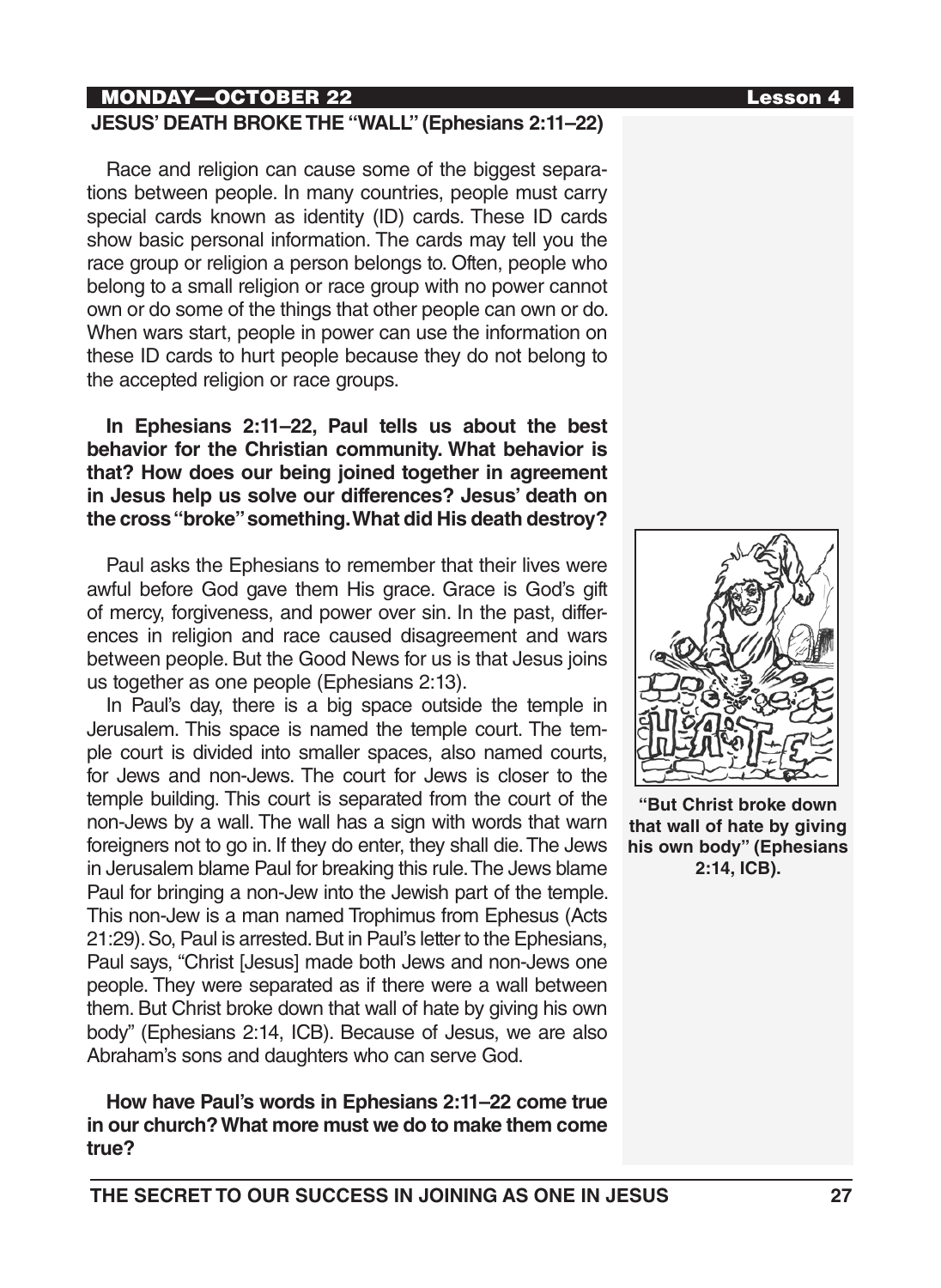## MONDAY—OCTOBER 22

### JESUS' DEATH BROKE THE "WALL" (Ephesians 2:11–22)

Race and religion can cause some of the biggest separations between people. In many countries, people must carry special cards known as identity (ID) cards. These ID cards show basic personal information. The cards may tell you the race group or religion a person belongs to. Often, people who belong to a small religion or race group with no power cannot own or do some of the things that other people can own or do. When wars start, people in power can use the information on these ID cards to hurt people because they do not belong to the accepted religion or race groups.

**In Ephesians 2:11–22, Paul tells us about the best behavior for the Christian community. What behavior is that? How does our being joined together in agreement in Jesus help us solve our differences? Jesus' death on the cross "broke" something. What did His death destroy?**

Paul asks the Ephesians to remember that their lives were awful before God gave them His grace. Grace is God's gift of mercy, forgiveness, and power over sin. In the past, differences in religion and race caused disagreement and wars between people. But the Good News for us is that Jesus joins us together as one people (Ephesians 2:13).

In Paul's day, there is a big space outside the temple in Jerusalem. This space is named the temple court. The temple court is divided into smaller spaces, also named courts, for Jews and non-Jews. The court for Jews is closer to the temple building. This court is separated from the court of the non-Jews by a wall. The wall has a sign with words that warn foreigners not to go in. If they do enter, they shall die. The Jews in Jerusalem blame Paul for breaking this rule. The Jews blame Paul for bringing a non-Jew into the Jewish part of the temple. This non-Jew is a man named Trophimus from Ephesus (Acts 21:29). So, Paul is arrested. But in Paul's letter to the Ephesians, Paul says, "Christ [Jesus] made both Jews and non-Jews one people. They were separated as if there were a wall between them. But Christ broke down that wall of hate by giving his own body" (Ephesians 2:14, ICB). Because of Jesus, we are also Abraham's sons and daughters who can serve God.

**"But Christ broke down that wall of hate by giving his own body" (Ephesians 2:14, ICB).**

**How have Paul's words in Ephesians 2:11–22 come true in our church? What more must we do to make them come true?**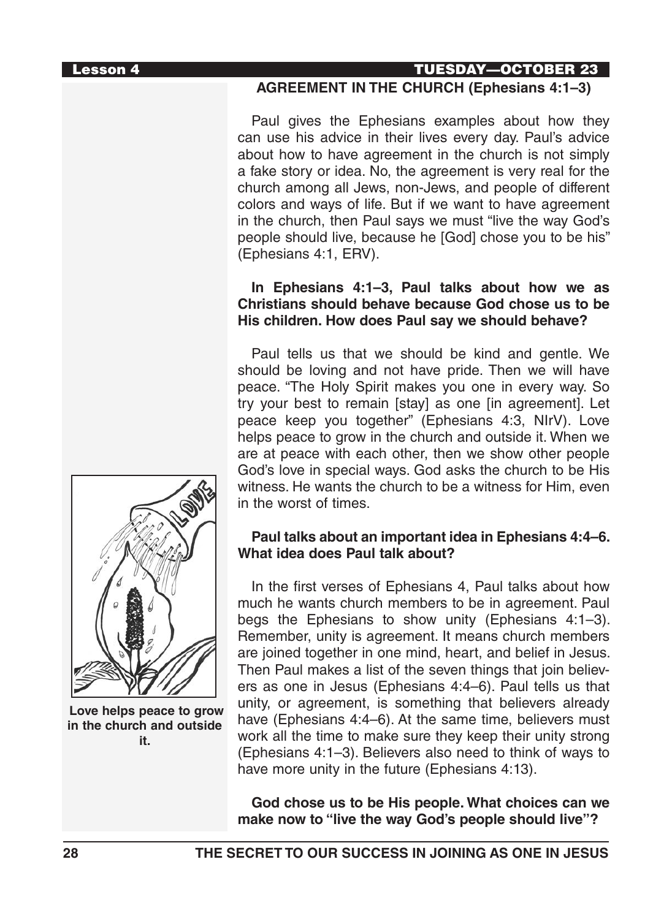## AGREEMENT IN THE CHURCH (Ephesians 4:1–3)

Paul gives the Ephesians examples about how they can use his advice in their lives every day. Paul's advice about how to have agreement in the church is not simply a fake story or idea. No, the agreement is very real for the church among all Jews, non-Jews, and people of different colors and ways of life. But if we want to have agreement in the church, then Paul says we must "live the way God's people should live, because he [God] chose you to be his" (Ephesians 4:1, ERV).

**In Ephesians 4:1–3, Paul talks about how we as Christians should behave because God chose us to be His children. How does Paul say we should behave?**

Paul tells us that we should be kind and gentle. We should be loving and not have pride. Then we will have peace. "The Holy Spirit makes you one in every way. So try your best to remain [stay] as one [in agreement]. Let peace keep you together" (Ephesians 4:3, NIrV). Love helps peace to grow in the church and outside it. When we are at peace with each other, then we show other people God's love in special ways. God asks the church to be His witness. He wants the church to be a witness for Him, even in the worst of times.

**Love helps peace to grow in the church and outside it.**

**Paul talks about an important idea in Ephesians 4:4–6. What idea does Paul talk about?**

In the first verses of Ephesians 4, Paul talks about how much he wants church members to be in agreement. Paul begs the Ephesians to show unity (Ephesians 4:1–3). Remember, unity is agreement. It means church members are joined together in one mind, heart, and belief in Jesus. Then Paul makes a list of the seven things that join believers as one in Jesus (Ephesians 4:4–6). Paul tells us that unity, or agreement, is something that believers already have (Ephesians 4:4–6). At the same time, believers must work all the time to make sure they keep their unity strong (Ephesians 4:1–3). Believers also need to think of ways to have more unity in the future (Ephesians 4:13).

**God chose us to be His people. What choices can we make now to "live the way God's people should live"?**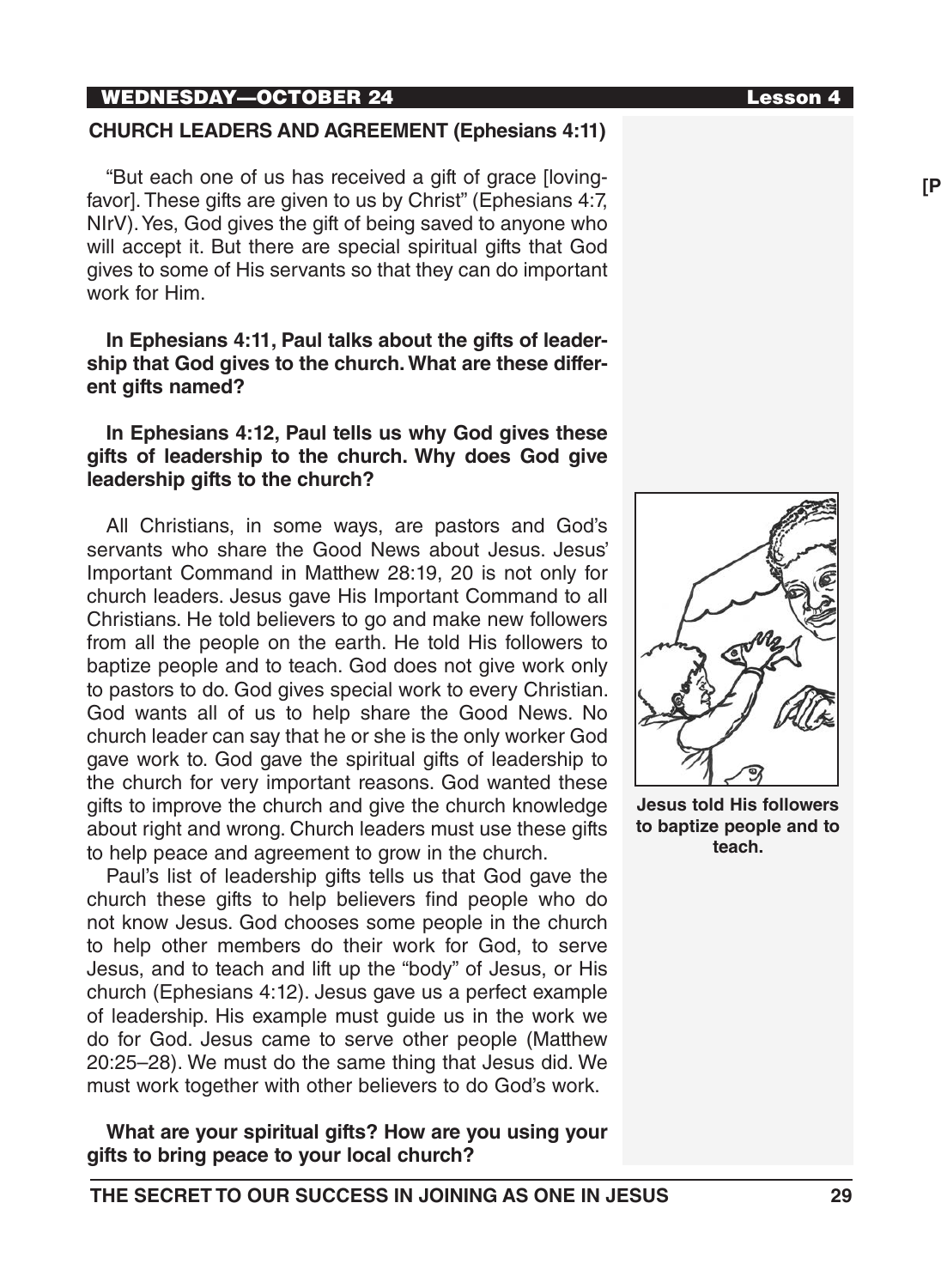## WEDNESDAY—OCTOBER 24

### CHURCH LEADERS AND AGREEMENT (Ephesians 4:11)

"But each one of us has received a gift of grace [loving-favor]. These gifts are given to us by Christ" (Ephesians 4:7, NIrV). Yes, God gives the gift of being saved to anyone who will accept it. But there are special spiritual gifts that God gives to some of His servants so that they can do important work for Him.

**In Ephesians 4:11, Paul talks about the gifts of leadership that God gives to the church. What are these different gifts named?**

**In Ephesians 4:12, Paul tells us why God gives these gifts of leadership to the church. Why does God give leadership gifts to the church?**

All Christians, in some ways, are pastors and God's servants who share the Good News about Jesus. Jesus' Important Command in Matthew 28:19, 20 is not only for church leaders. Jesus gave His Important Command to all Christians. He told believers to go and make new followers from all the people on the earth. He told His followers to baptize people and to teach. God does not give work only to pastors to do. God gives special work to every Christian. God wants all of us to help share the Good News. No church leader can say that he or she is the only worker God gave work to. God gave the spiritual gifts of leadership to the church for very important reasons. God wanted these gifts to improve the church and give the church knowledge about right and wrong. Church leaders must use these gifts to help peace and agreement to grow in the church.

Paul's list of leadership gifts tells us that God gave the church these gifts to help believers find people who do not know Jesus. God chooses some people in the church to help other members do their work for God, to serve Jesus, and to teach and lift up the "body" of Jesus, or His church (Ephesians 4:12). Jesus gave us a perfect example of leadership. His example must guide us in the work we do for God. Jesus came to serve other people (Matthew 20:25–28). We must do the same thing that Jesus did. We must work together with other believers to do God's work.

**Jesus told His followers to baptize people and to teach.**

**What are your spiritual gifts? How are you using your gifts to bring peace to your local church?**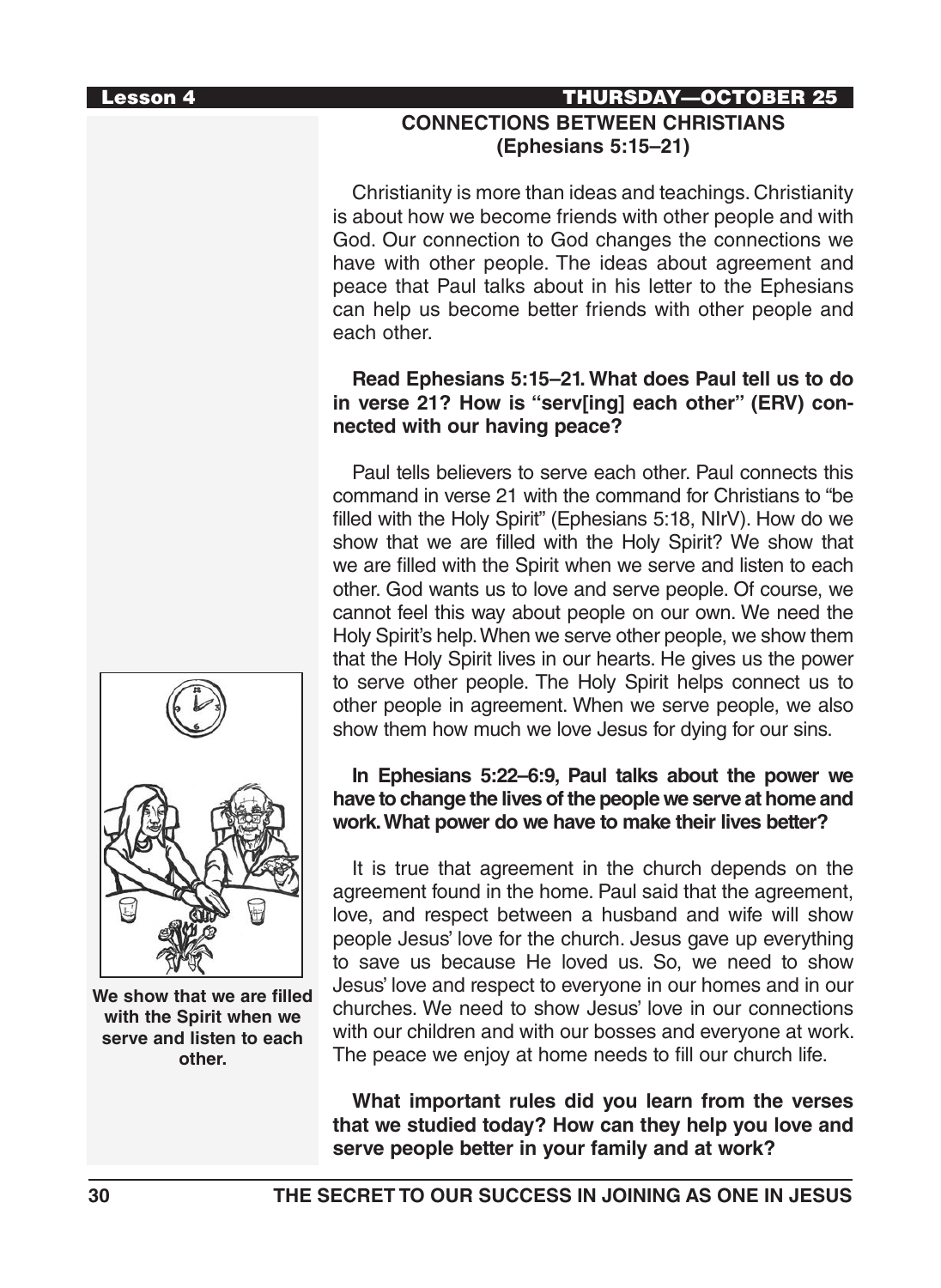## CONNECTIONS BETWEEN CHRISTIANS (Ephesians 5:15–21)

Christianity is more than ideas and teachings. Christianity is about how we become friends with other people and with God. Our connection to God changes the connections we have with other people. The ideas about agreement and peace that Paul talks about in his letter to the Ephesians can help us become better friends with other people and each other.

**Read Ephesians 5:15–21. What does Paul tell us to do in verse 21? How is "serv[ing] each other" (ERV) connected with our having peace?**

Paul tells believers to serve each other. Paul connects this command in verse 21 with the command for Christians to "be filled with the Holy Spirit" (Ephesians 5:18, NIrV). How do we show that we are filled with the Holy Spirit? We show that we are filled with the Spirit when we serve and listen to each other. God wants us to love and serve people. Of course, we cannot feel this way about people on our own. We need the Holy Spirit's help. When we serve other people, we show them that the Holy Spirit lives in our hearts. He gives us the power to serve other people. The Holy Spirit helps connect us to other people in agreement. When we serve people, we also show them how much we love Jesus for dying for our sins.

**In Ephesians 5:22–6:9, Paul talks about the power we have to change the lives of the people we serve at home and work. What power do we have to make their lives better?**

It is true that agreement in the church depends on the agreement found in the home. Paul said that the agreement, love, and respect between a husband and wife will show people Jesus' love for the church. Jesus gave up everything to save us because He loved us. So, we need to show Jesus' love and respect to everyone in our homes and in our churches. We need to show Jesus' love in our connections with our children and with our bosses and everyone at work. The peace we enjoy at home needs to fill our church life.

**What important rules did you learn from the verses that we studied today? How can they help you love and serve people better in your family and at work?**

**We show that we are filled with the Spirit when we serve and listen to each other.**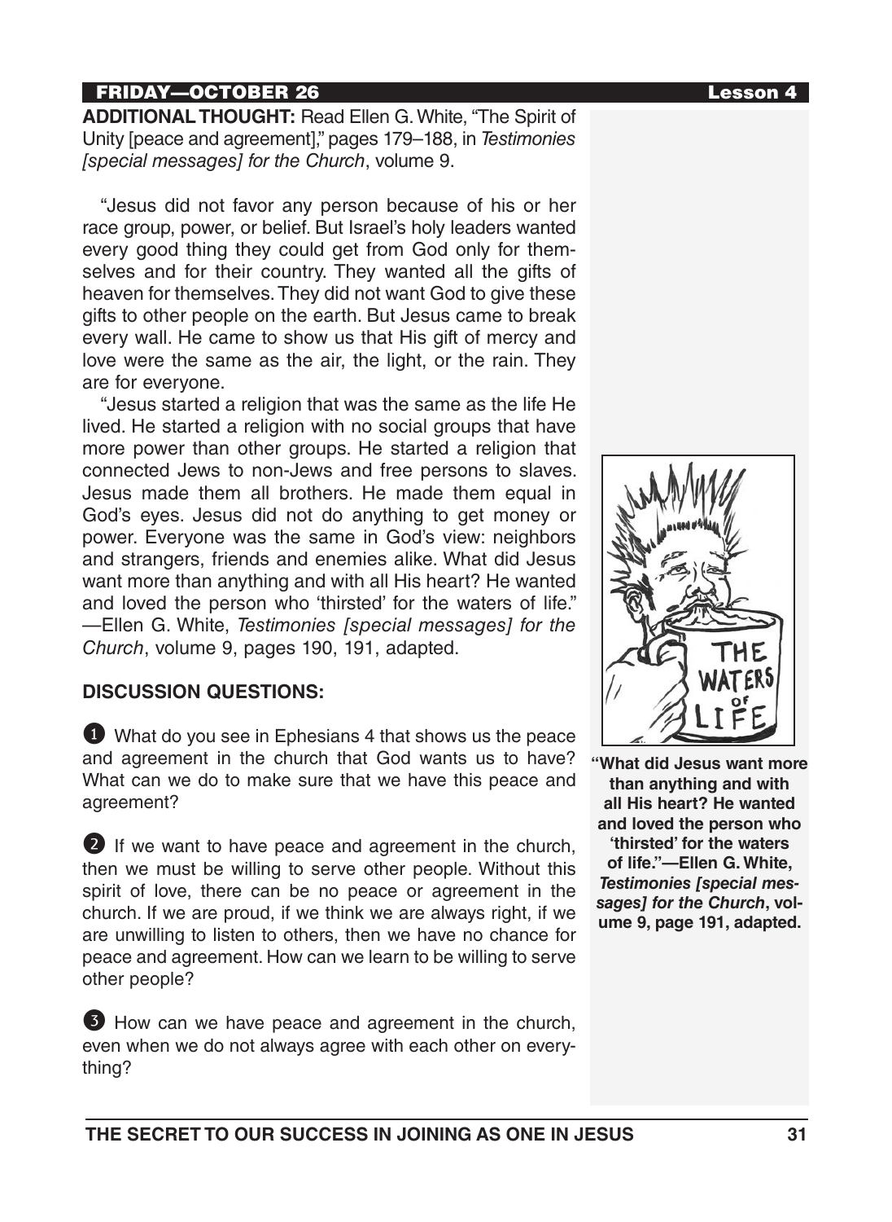**FRIDAY—OCTOBER 26** **Lesson 4**

**ADDITIONAL THOUGHT:** Read Ellen G. White, "The Spirit of Unity [peace and agreement]," pages 179–188, in *Testimonies [special messages] for the Church*, volume 9.

"Jesus did not favor any person because of his or her race group, power, or belief. But Israel's holy leaders wanted every good thing they could get from God only for themselves and for their country. They wanted all the gifts of heaven for themselves. They did not want God to give these gifts to other people on the earth. But Jesus came to break every wall. He came to show us that His gift of mercy and love were the same as the air, the light, or the rain. They are for everyone.

"Jesus started a religion that was the same as the life He lived. He started a religion with no social groups that have more power than other groups. He started a religion that connected Jews to non-Jews and free persons to slaves. Jesus made them all brothers. He made them equal in God's eyes. Jesus did not do anything to get money or power. Everyone was the same in God's view: neighbors and strangers, friends and enemies alike. What did Jesus want more than anything and with all His heart? He wanted and loved the person who 'thirsted' for the waters of life." —Ellen G. White, *Testimonies [special messages] for the Church*, volume 9, pages 190, 191, adapted.

**"What did Jesus want more than anything and with all His heart? He wanted and loved the person who 'thirsted' for the waters of life."—Ellen G. White, *Testimonies [special messages] for the Church*, volume 9, page 191, adapted.**

**DISCUSSION QUESTIONS:**

1. What do you see in Ephesians 4 that shows us the peace and agreement in the church that God wants us to have? What can we do to make sure that we have this peace and agreement?

2. If we want to have peace and agreement in the church, then we must be willing to serve other people. Without this spirit of love, there can be no peace or agreement in the church. If we are proud, if we think we are always right, if we are unwilling to listen to others, then we have no chance for peace and agreement. How can we learn to be willing to serve other people?

3. How can we have peace and agreement in the church, even when we do not always agree with each other on everything?